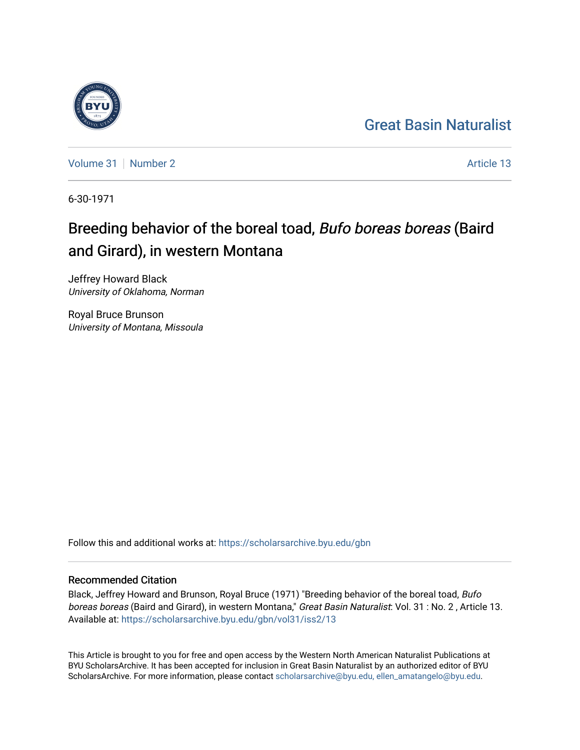Great Basin Naturalist

Volume 31 | Number 2 | Article 13

6-30-1971

# Breeding behavior of the boreal toad, *Bufo boreas boreas* (Baird and Girard), in western Montana

Jeffrey Howard Black
*University of Oklahoma, Norman*

Royal Bruce Brunson
*University of Montana, Missoula*

Follow this and additional works at: https://scholarsarchive.byu.edu/gbn

## Recommended Citation

Black, Jeffrey Howard and Brunson, Royal Bruce (1971) "Breeding behavior of the boreal toad, *Bufo boreas boreas* (Baird and Girard), in western Montana," *Great Basin Naturalist*: Vol. 31 : No. 2 , Article 13.
Available at: https://scholarsarchive.byu.edu/gbn/vol31/iss2/13

This Article is brought to you for free and open access by the Western North American Naturalist Publications at BYU ScholarsArchive. It has been accepted for inclusion in Great Basin Naturalist by an authorized editor of BYU ScholarsArchive. For more information, please contact scholarsarchive@byu.edu, ellen_amatangelo@byu.edu.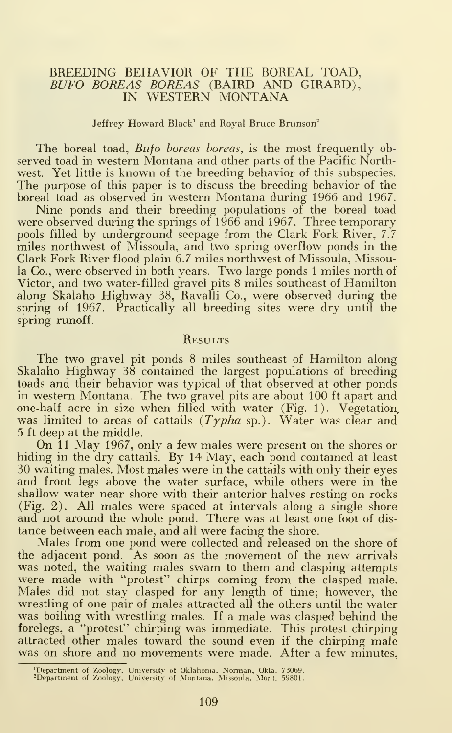# BREEDING BEHAVIOR OF THE BOREAL TOAD, *BUFO BOREAS BOREAS* (BAIRD AND GIRARD), IN WESTERN MONTANA

Jeffrey Howard Black[1] and Royal Bruce Brunson[2]

The boreal toad, *Bufo boreas boreas*, is the most frequently observed toad in western Montana and other parts of the Pacific Northwest. Yet little is known of the breeding behavior of this subspecies. The purpose of this paper is to discuss the breeding behavior of the boreal toad as observed in western Montana during 1966 and 1967.

Nine ponds and their breeding populations of the boreal toad were observed during the springs of 1966 and 1967. Three temporary pools filled by underground seepage from the Clark Fork River, 7.7 miles northwest of Missoula, and two spring overflow ponds in the Clark Fork River flood plain 6.7 miles northwest of Missoula, Missoula Co., were observed in both years. Two large ponds 1 miles north of Victor, and two water-filled gravel pits 8 miles southeast of Hamilton along Skalaho Highway 38, Ravalli Co., were observed during the spring of 1967. Practically all breeding sites were dry until the spring runoff.

## Results

The two gravel pit ponds 8 miles southeast of Hamilton along Skalaho Highway 38 contained the largest populations of breeding toads and their behavior was typical of that observed at other ponds in western Montana. The two gravel pits are about 100 ft apart and one-half acre in size when filled with water (Fig. 1). Vegetation was limited to areas of cattails (*Typha* sp.). Water was clear and 5 ft deep at the middle.

On 11 May 1967, only a few males were present on the shores or hiding in the dry cattails. By 14 May, each pond contained at least 30 waiting males. Most males were in the cattails with only their eyes and front legs above the water surface, while others were in the shallow water near shore with their anterior halves resting on rocks (Fig. 2). All males were spaced at intervals along a single shore and not around the whole pond. There was at least one foot of distance between each male, and all were facing the shore.

Males from one pond were collected and released on the shore of the adjacent pond. As soon as the movement of the new arrivals was noted, the waiting males swam to them and clasping attempts were made with "protest" chirps coming from the clasped male. Males did not stay clasped for any length of time; however, the wrestling of one pair of males attracted all the others until the water was boiling with wrestling males. If a male was clasped behind the forelegs, a "protest" chirping was immediate. This protest chirping attracted other males toward the sound even if the chirping male was on shore and no movements were made. After a few minutes,

[1]Department of Zoology, University of Oklahoma, Norman, Okla. 73069.
[2]Department of Zoology, University of Montana, Missoula, Mont. 59801.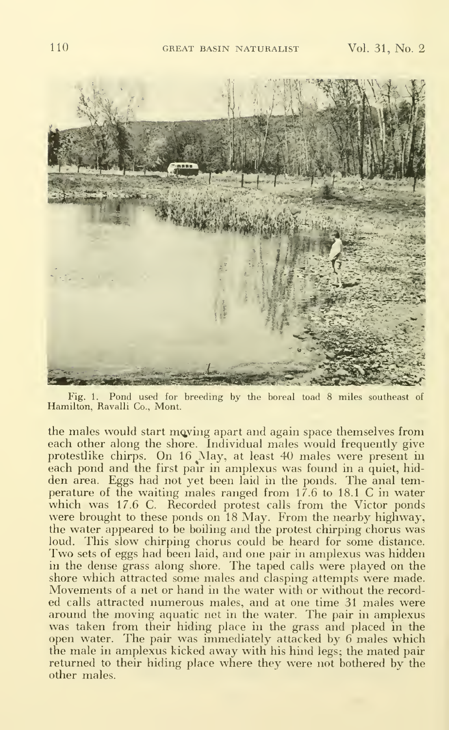Fig. 1. Pond used for breeding by the boreal toad 8 miles southeast of Hamilton, Ravalli Co., Mont.

the males would start moving apart and again space themselves from each other along the shore. Individual males would frequently give protestlike chirps. On 16 May, at least 40 males were present in each pond and the first pair in amplexus was found in a quiet, hidden area. Eggs had not yet been laid in the ponds. The anal temperature of the waiting males ranged from 17.6 to 18.1 C in water which was 17.6 C. Recorded protest calls from the Victor ponds were brought to these ponds on 18 May. From the nearby highway, the water appeared to be boiling and the protest chirping chorus was loud. This slow chirping chorus could be heard for some distance. Two sets of eggs had been laid, and one pair in amplexus was hidden in the dense grass along shore. The taped calls were played on the shore which attracted some males and clasping attempts were made. Movements of a net or hand in the water with or without the recorded calls attracted numerous males, and at one time 31 males were around the moving aquatic net in the water. The pair in amplexus was taken from their hiding place in the grass and placed in the open water. The pair was immediately attacked by 6 males which the male in amplexus kicked away with his hind legs; the mated pair returned to their hiding place where they were not bothered by the other males.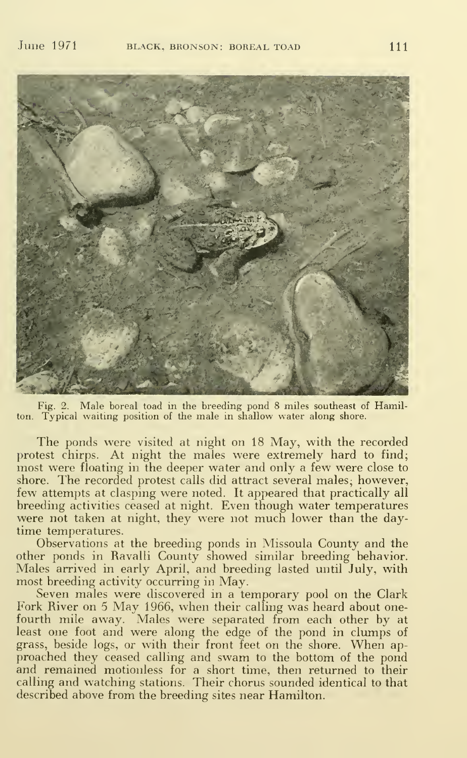Fig. 2. Male boreal toad in the breeding pond 8 miles southeast of Hamilton. Typical waiting position of the male in shallow water along shore.

The ponds were visited at night on 18 May, with the recorded protest chirps. At night the males were extremely hard to find; most were floating in the deeper water and only a few were close to shore. The recorded protest calls did attract several males; however, few attempts at clasping were noted. It appeared that practically all breeding activities ceased at night. Even though water temperatures were not taken at night, they were not much lower than the daytime temperatures.

Observations at the breeding ponds in Missoula County and the other ponds in Ravalli County showed similar breeding behavior. Males arrived in early April, and breeding lasted until July, with most breeding activity occurring in May.

Seven males were discovered in a temporary pool on the Clark Fork River on 5 May 1966, when their calling was heard about one-fourth mile away. Males were separated from each other by at least one foot and were along the edge of the pond in clumps of grass, beside logs, or with their front feet on the shore. When approached they ceased calling and swam to the bottom of the pond and remained motionless for a short time, then returned to their calling and watching stations. Their chorus sounded identical to that described above from the breeding sites near Hamilton.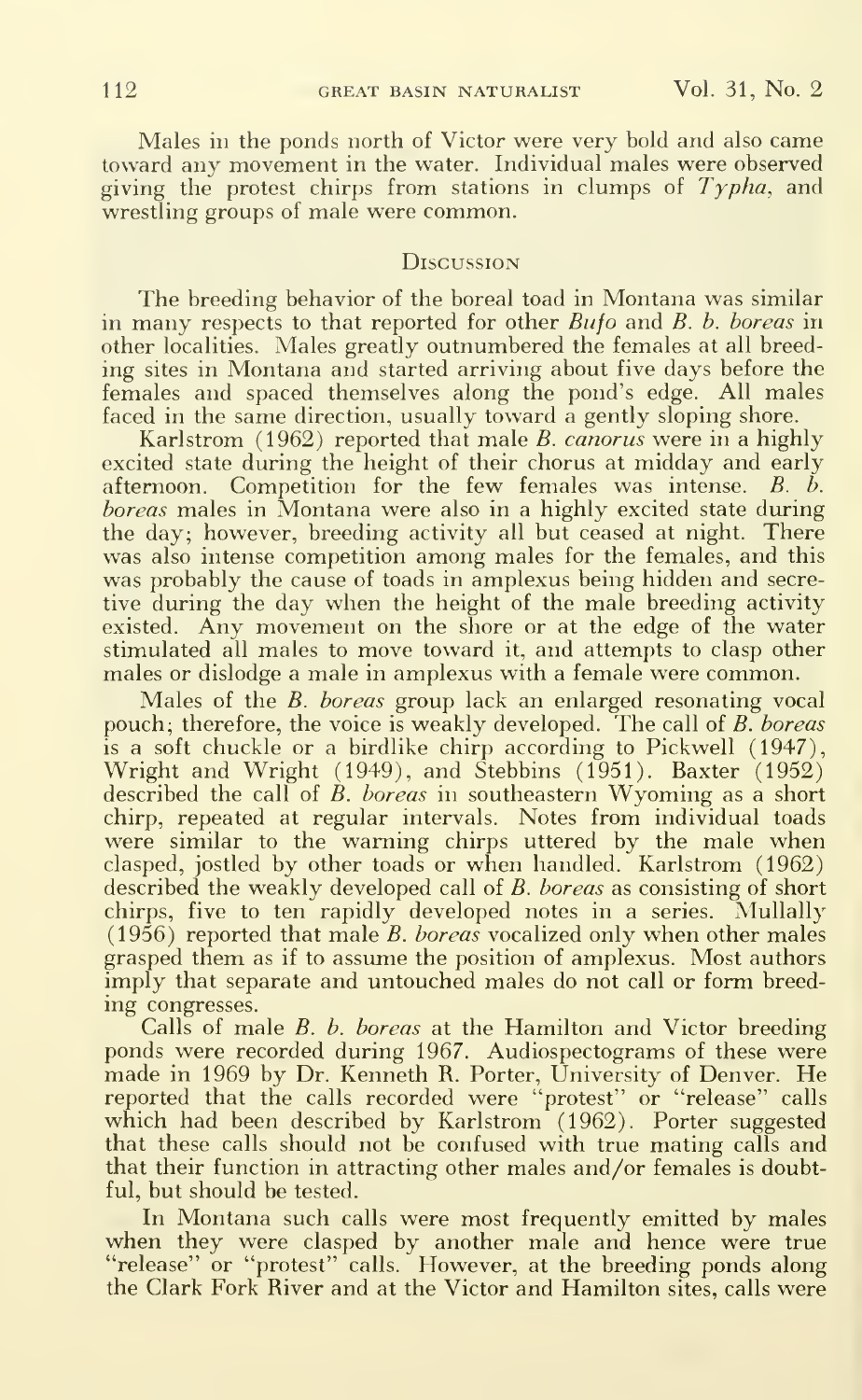Males in the ponds north of Victor were very bold and also came toward any movement in the water. Individual males were observed giving the protest chirps from stations in clumps of *Typha*, and wrestling groups of male were common.

## Discussion

The breeding behavior of the boreal toad in Montana was similar in many respects to that reported for other *Bufo* and *B. b. boreas* in other localities. Males greatly outnumbered the females at all breeding sites in Montana and started arriving about five days before the females and spaced themselves along the pond's edge. All males faced in the same direction, usually toward a gently sloping shore.

Karlstrom (1962) reported that male *B. canorus* were in a highly excited state during the height of their chorus at midday and early afternoon. Competition for the few females was intense. *B. b. boreas* males in Montana were also in a highly excited state during the day; however, breeding activity all but ceased at night. There was also intense competition among males for the females, and this was probably the cause of toads in amplexus being hidden and secretive during the day when the height of the male breeding activity existed. Any movement on the shore or at the edge of the water stimulated all males to move toward it, and attempts to clasp other males or dislodge a male in amplexus with a female were common.

Males of the *B. boreas* group lack an enlarged resonating vocal pouch; therefore, the voice is weakly developed. The call of *B. boreas* is a soft chuckle or a birdlike chirp according to Pickwell (1947), Wright and Wright (1949), and Stebbins (1951). Baxter (1952) described the call of *B. boreas* in southeastern Wyoming as a short chirp, repeated at regular intervals. Notes from individual toads were similar to the warning chirps uttered by the male when clasped, jostled by other toads or when handled. Karlstrom (1962) described the weakly developed call of *B. boreas* as consisting of short chirps, five to ten rapidly developed notes in a series. Mullally (1956) reported that male *B. boreas* vocalized only when other males grasped them as if to assume the position of amplexus. Most authors imply that separate and untouched males do not call or form breeding congresses.

Calls of male *B. b. boreas* at the Hamilton and Victor breeding ponds were recorded during 1967. Audiospectograms of these were made in 1969 by Dr. Kenneth R. Porter, University of Denver. He reported that the calls recorded were "protest" or "release" calls which had been described by Karlstrom (1962). Porter suggested that these calls should not be confused with true mating calls and that their function in attracting other males and/or females is doubtful, but should be tested.

In Montana such calls were most frequently emitted by males when they were clasped by another male and hence were true "release" or "protest" calls. However, at the breeding ponds along the Clark Fork River and at the Victor and Hamilton sites, calls were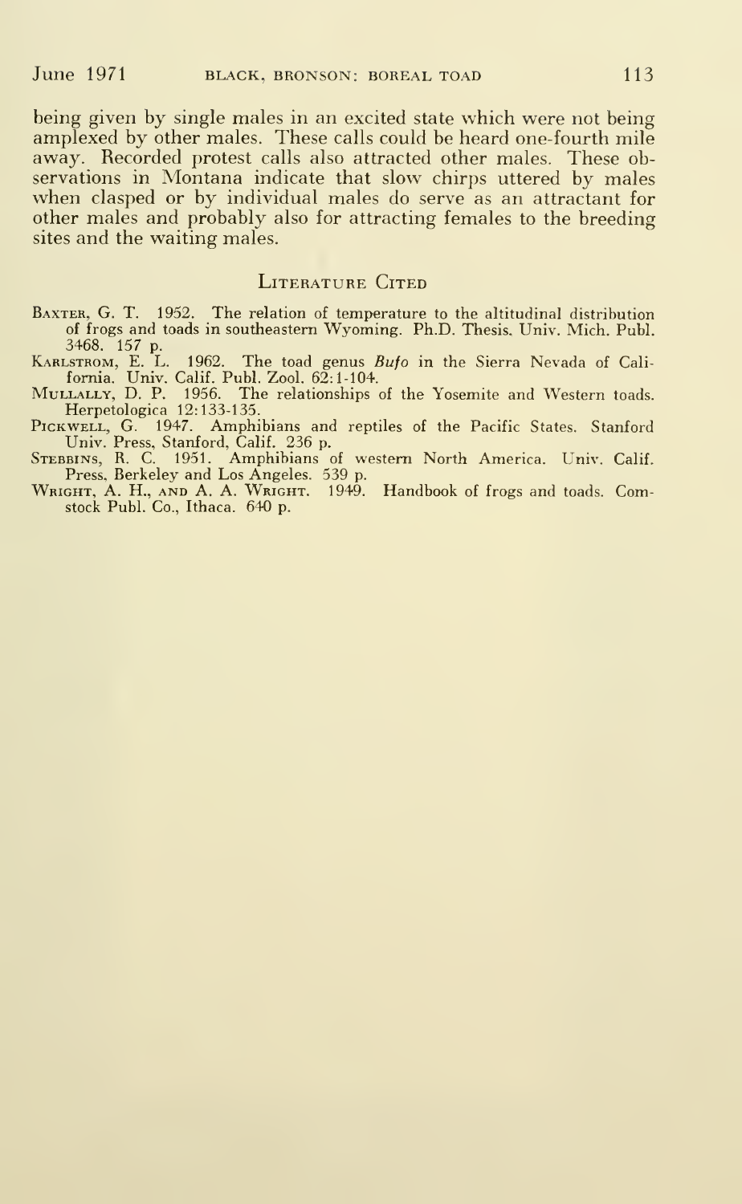being given by single males in an excited state which were not being amplexed by other males. These calls could be heard one-fourth mile away. Recorded protest calls also attracted other males. These observations in Montana indicate that slow chirps uttered by males when clasped or by individual males do serve as an attractant for other males and probably also for attracting females to the breeding sites and the waiting males.

## Literature Cited

Baxter, G. T. 1952. The relation of temperature to the altitudinal distribution of frogs and toads in southeastern Wyoming. Ph.D. Thesis. Univ. Mich. Publ. 3468. 157 p.

Karlstrom, E. L. 1962. The toad genus *Bufo* in the Sierra Nevada of California. Univ. Calif. Publ. Zool. 62:1-104.

Mullally, D. P. 1956. The relationships of the Yosemite and Western toads. Herpetologica 12:133-135.

Pickwell, G. 1947. Amphibians and reptiles of the Pacific States. Stanford Univ. Press, Stanford, Calif. 236 p.

Stebbins, R. C. 1951. Amphibians of western North America. Univ. Calif. Press, Berkeley and Los Angeles. 539 p.

Wright, A. H., and A. A. Wright. 1949. Handbook of frogs and toads. Comstock Publ. Co., Ithaca. 640 p.